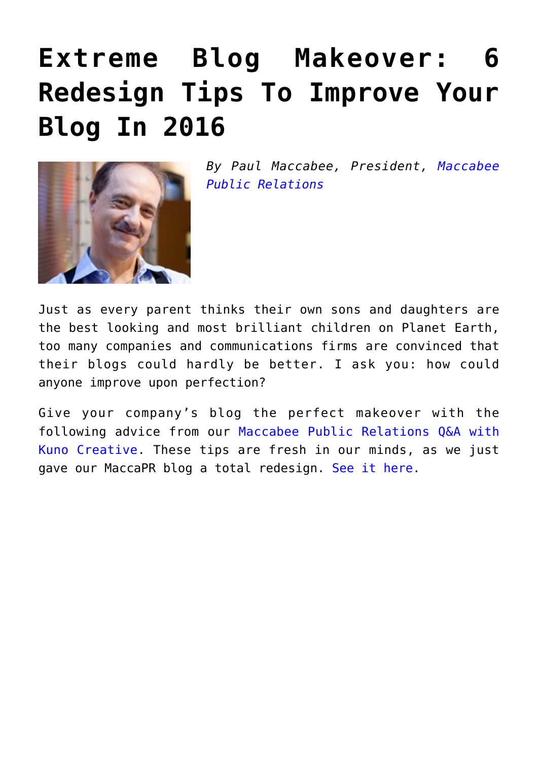# Extreme Blog Makeover: 6 Redesign Tips To Improve Your Blog In 2016

*By Paul Maccabee, President, Maccabee Public Relations*

Just as every parent thinks their own sons and daughters are the best looking and most brilliant children on Planet Earth, too many companies and communications firms are convinced that their blogs could hardly be better. I ask you: how could anyone improve upon perfection?

Give your company's blog the perfect makeover with the following advice from our Maccabee Public Relations Q&A with Kuno Creative. These tips are fresh in our minds, as we just gave our MaccaPR blog a total redesign. See it here.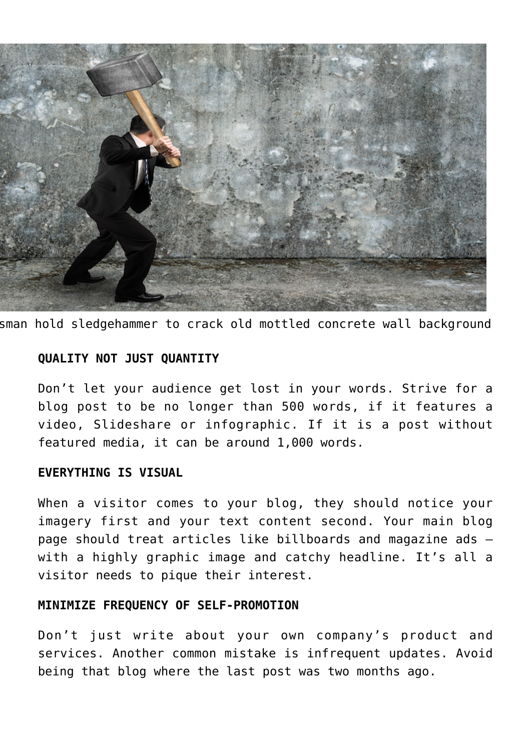sman hold sledgehammer to crack old mottled concrete wall background

**QUALITY NOT JUST QUANTITY**

Don’t let your audience get lost in your words. Strive for a blog post to be no longer than 500 words, if it features a video, Slideshare or infographic. If it is a post without featured media, it can be around 1,000 words.

**EVERYTHING IS VISUAL**

When a visitor comes to your blog, they should notice your imagery first and your text content second. Your main blog page should treat articles like billboards and magazine ads – with a highly graphic image and catchy headline. It’s all a visitor needs to pique their interest.

**MINIMIZE FREQUENCY OF SELF-PROMOTION**

Don’t just write about your own company’s product and services. Another common mistake is infrequent updates. Avoid being that blog where the last post was two months ago.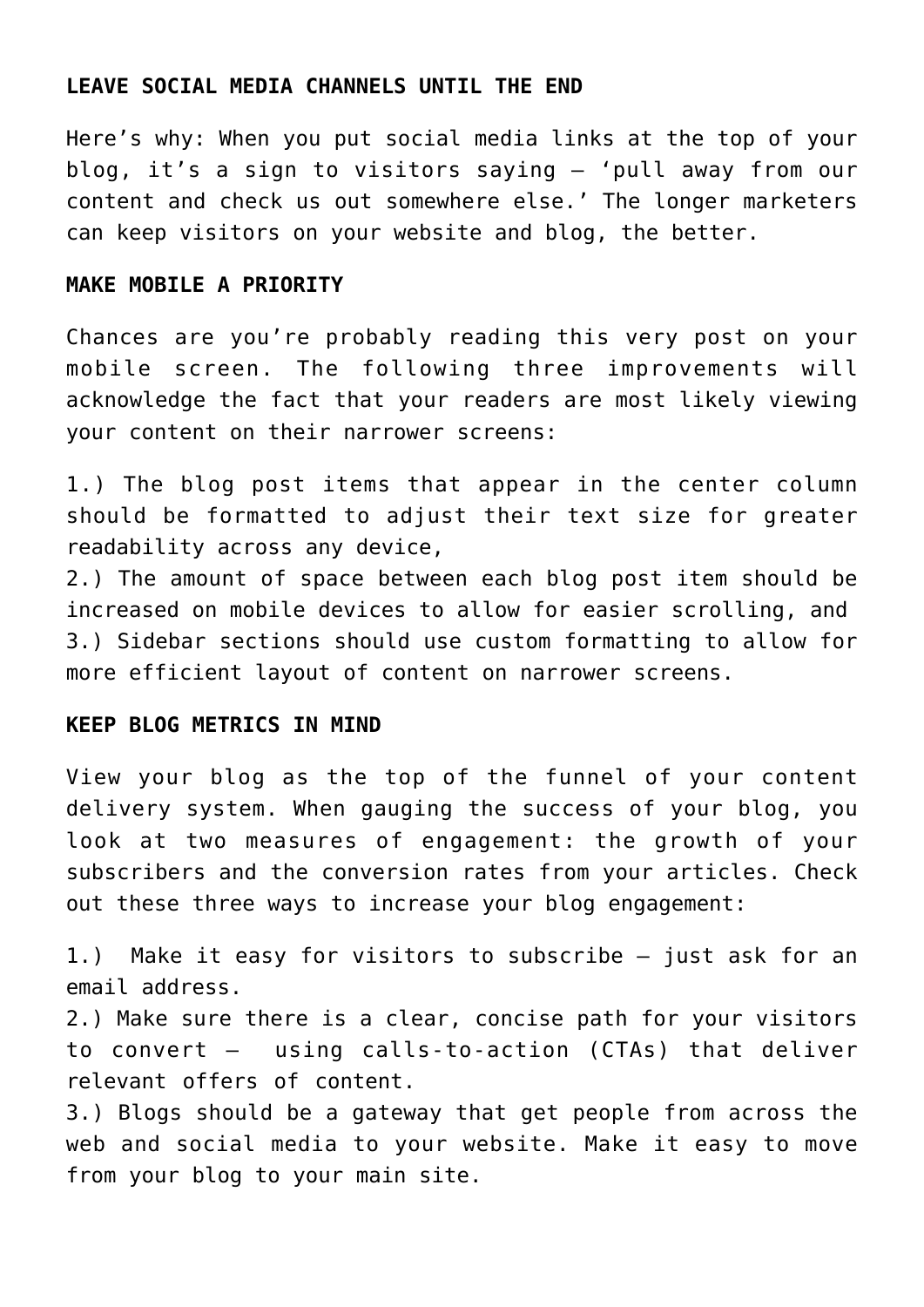**LEAVE SOCIAL MEDIA CHANNELS UNTIL THE END**

Here's why: When you put social media links at the top of your blog, it's a sign to visitors saying – 'pull away from our content and check us out somewhere else.' The longer marketers can keep visitors on your website and blog, the better.

**MAKE MOBILE A PRIORITY**

Chances are you're probably reading this very post on your mobile screen. The following three improvements will acknowledge the fact that your readers are most likely viewing your content on their narrower screens:

1.) The blog post items that appear in the center column should be formatted to adjust their text size for greater readability across any device,
2.) The amount of space between each blog post item should be increased on mobile devices to allow for easier scrolling, and
3.) Sidebar sections should use custom formatting to allow for more efficient layout of content on narrower screens.

**KEEP BLOG METRICS IN MIND**

View your blog as the top of the funnel of your content delivery system. When gauging the success of your blog, you look at two measures of engagement: the growth of your subscribers and the conversion rates from your articles. Check out these three ways to increase your blog engagement:

1.) Make it easy for visitors to subscribe – just ask for an email address.
2.) Make sure there is a clear, concise path for your visitors to convert – using calls-to-action (CTAs) that deliver relevant offers of content.
3.) Blogs should be a gateway that get people from across the web and social media to your website. Make it easy to move from your blog to your main site.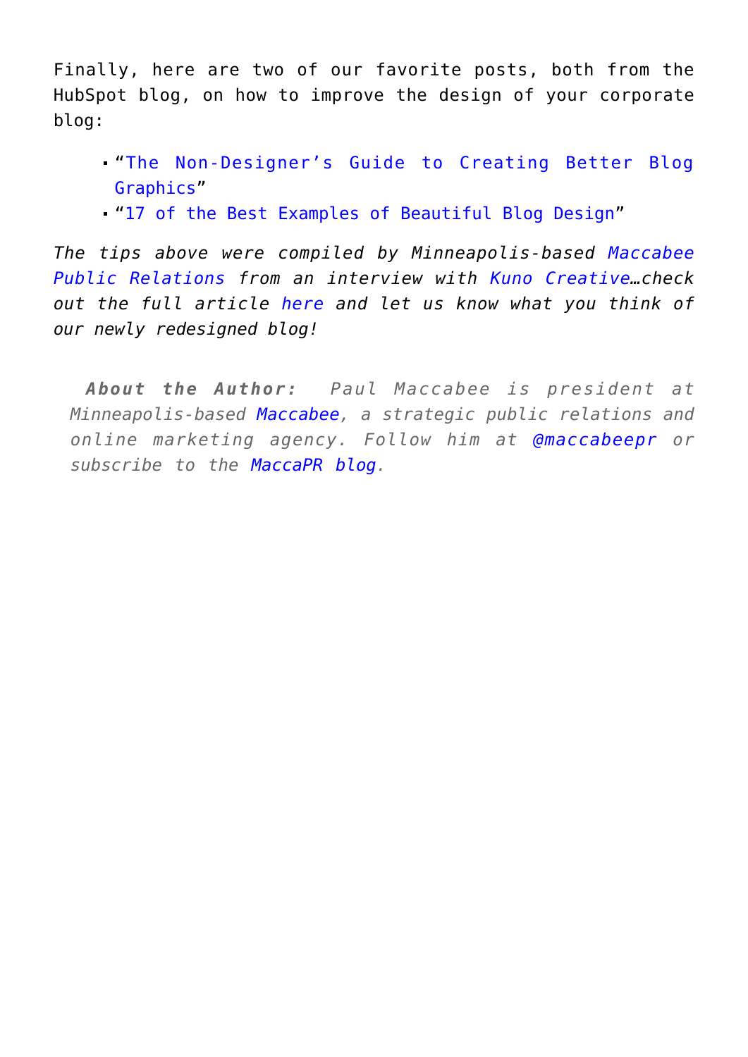Finally, here are two of our favorite posts, both from the HubSpot blog, on how to improve the design of your corporate blog:

- "The Non-Designer's Guide to Creating Better Blog Graphics"
- "17 of the Best Examples of Beautiful Blog Design"

*The tips above were compiled by Minneapolis-based Maccabee Public Relations from an interview with Kuno Creative…check out the full article here and let us know what you think of our newly redesigned blog!*

***About the Author:*** *Paul Maccabee is president at Minneapolis-based Maccabee, a strategic public relations and online marketing agency. Follow him at @maccabeepr or subscribe to the MaccaPR blog.*